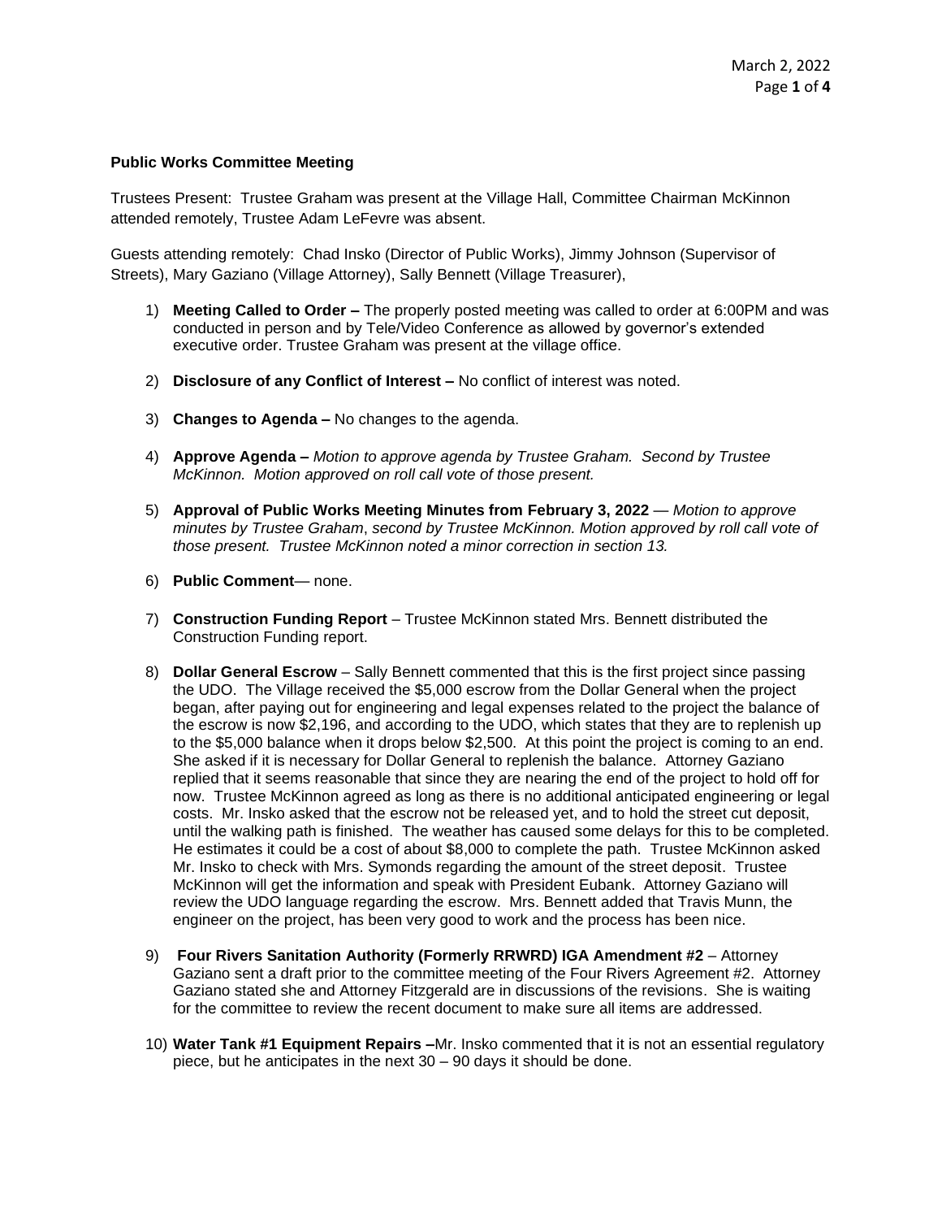**Public Works Committee Meeting**

Trustees Present: Trustee Graham was present at the Village Hall, Committee Chairman McKinnon attended remotely, Trustee Adam LeFevre was absent.

Guests attending remotely: Chad Insko (Director of Public Works), Jimmy Johnson (Supervisor of Streets), Mary Gaziano (Village Attorney), Sally Bennett (Village Treasurer),

1) **Meeting Called to Order –** The properly posted meeting was called to order at 6:00PM and was conducted in person and by Tele/Video Conference as allowed by governor's extended executive order. Trustee Graham was present at the village office.

2) **Disclosure of any Conflict of Interest –** No conflict of interest was noted.

3) **Changes to Agenda –** No changes to the agenda.

4) **Approve Agenda –** *Motion to approve agenda by Trustee Graham. Second by Trustee McKinnon. Motion approved on roll call vote of those present.*

5) **Approval of Public Works Meeting Minutes from February 3, 2022** — *Motion to approve minutes by Trustee Graham*, *second by Trustee McKinnon. Motion approved by roll call vote of those present. Trustee McKinnon noted a minor correction in section 13.*

6) **Public Comment**— none.

7) **Construction Funding Report** – Trustee McKinnon stated Mrs. Bennett distributed the Construction Funding report.

8) **Dollar General Escrow** – Sally Bennett commented that this is the first project since passing the UDO. The Village received the $5,000 escrow from the Dollar General when the project began, after paying out for engineering and legal expenses related to the project the balance of the escrow is now $2,196, and according to the UDO, which states that they are to replenish up to the $5,000 balance when it drops below $2,500. At this point the project is coming to an end. She asked if it is necessary for Dollar General to replenish the balance. Attorney Gaziano replied that it seems reasonable that since they are nearing the end of the project to hold off for now. Trustee McKinnon agreed as long as there is no additional anticipated engineering or legal costs. Mr. Insko asked that the escrow not be released yet, and to hold the street cut deposit, until the walking path is finished. The weather has caused some delays for this to be completed. He estimates it could be a cost of about $8,000 to complete the path. Trustee McKinnon asked Mr. Insko to check with Mrs. Symonds regarding the amount of the street deposit. Trustee McKinnon will get the information and speak with President Eubank. Attorney Gaziano will review the UDO language regarding the escrow. Mrs. Bennett added that Travis Munn, the engineer on the project, has been very good to work and the process has been nice.

9) **Four Rivers Sanitation Authority (Formerly RRWRD) IGA Amendment #2** – Attorney Gaziano sent a draft prior to the committee meeting of the Four Rivers Agreement #2. Attorney Gaziano stated she and Attorney Fitzgerald are in discussions of the revisions. She is waiting for the committee to review the recent document to make sure all items are addressed.

10) **Water Tank #1 Equipment Repairs –**Mr. Insko commented that it is not an essential regulatory piece, but he anticipates in the next 30 – 90 days it should be done.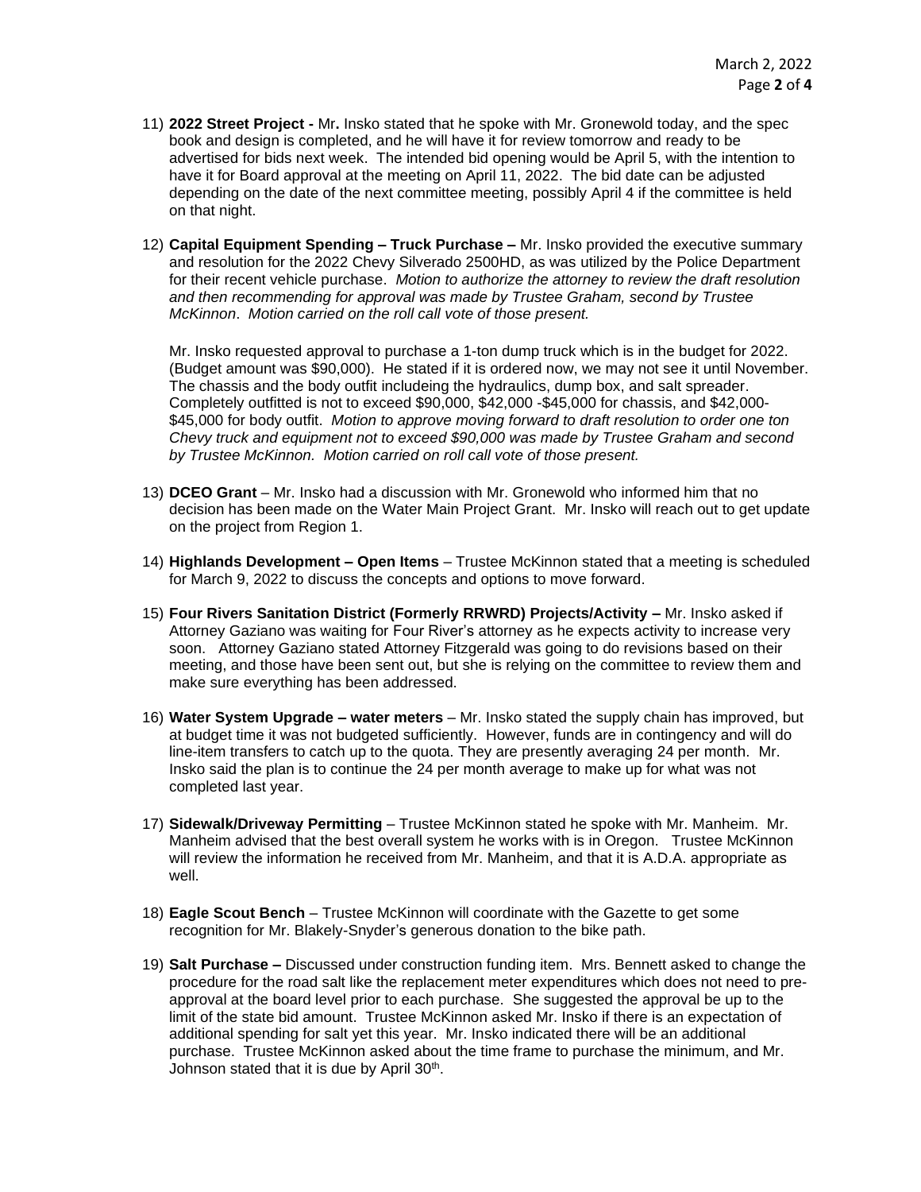11) **2022 Street Project -** Mr**.** Insko stated that he spoke with Mr. Gronewold today, and the spec book and design is completed, and he will have it for review tomorrow and ready to be advertised for bids next week. The intended bid opening would be April 5, with the intention to have it for Board approval at the meeting on April 11, 2022. The bid date can be adjusted depending on the date of the next committee meeting, possibly April 4 if the committee is held on that night.

12) **Capital Equipment Spending – Truck Purchase –** Mr. Insko provided the executive summary and resolution for the 2022 Chevy Silverado 2500HD, as was utilized by the Police Department for their recent vehicle purchase. *Motion to authorize the attorney to review the draft resolution and then recommending for approval was made by Trustee Graham, second by Trustee McKinnon*. *Motion carried on the roll call vote of those present.*

    Mr. Insko requested approval to purchase a 1-ton dump truck which is in the budget for 2022. (Budget amount was $90,000). He stated if it is ordered now, we may not see it until November. The chassis and the body outfit includeing the hydraulics, dump box, and salt spreader. Completely outfitted is not to exceed $90,000, $42,000 -$45,000 for chassis, and $42,000-$45,000 for body outfit. *Motion to approve moving forward to draft resolution to order one ton Chevy truck and equipment not to exceed $90,000 was made by Trustee Graham and second by Trustee McKinnon. Motion carried on roll call vote of those present.*

13) **DCEO Grant** – Mr. Insko had a discussion with Mr. Gronewold who informed him that no decision has been made on the Water Main Project Grant. Mr. Insko will reach out to get update on the project from Region 1.

14) **Highlands Development – Open Items** – Trustee McKinnon stated that a meeting is scheduled for March 9, 2022 to discuss the concepts and options to move forward.

15) **Four Rivers Sanitation District (Formerly RRWRD) Projects/Activity –** Mr. Insko asked if Attorney Gaziano was waiting for Four River's attorney as he expects activity to increase very soon. Attorney Gaziano stated Attorney Fitzgerald was going to do revisions based on their meeting, and those have been sent out, but she is relying on the committee to review them and make sure everything has been addressed.

16) **Water System Upgrade – water meters** – Mr. Insko stated the supply chain has improved, but at budget time it was not budgeted sufficiently. However, funds are in contingency and will do line-item transfers to catch up to the quota. They are presently averaging 24 per month. Mr. Insko said the plan is to continue the 24 per month average to make up for what was not completed last year.

17) **Sidewalk/Driveway Permitting** – Trustee McKinnon stated he spoke with Mr. Manheim. Mr. Manheim advised that the best overall system he works with is in Oregon. Trustee McKinnon will review the information he received from Mr. Manheim, and that it is A.D.A. appropriate as well.

18) **Eagle Scout Bench** – Trustee McKinnon will coordinate with the Gazette to get some recognition for Mr. Blakely-Snyder's generous donation to the bike path.

19) **Salt Purchase –** Discussed under construction funding item. Mrs. Bennett asked to change the procedure for the road salt like the replacement meter expenditures which does not need to pre-approval at the board level prior to each purchase. She suggested the approval be up to the limit of the state bid amount. Trustee McKinnon asked Mr. Insko if there is an expectation of additional spending for salt yet this year. Mr. Insko indicated there will be an additional purchase. Trustee McKinnon asked about the time frame to purchase the minimum, and Mr. Johnson stated that it is due by April 30th.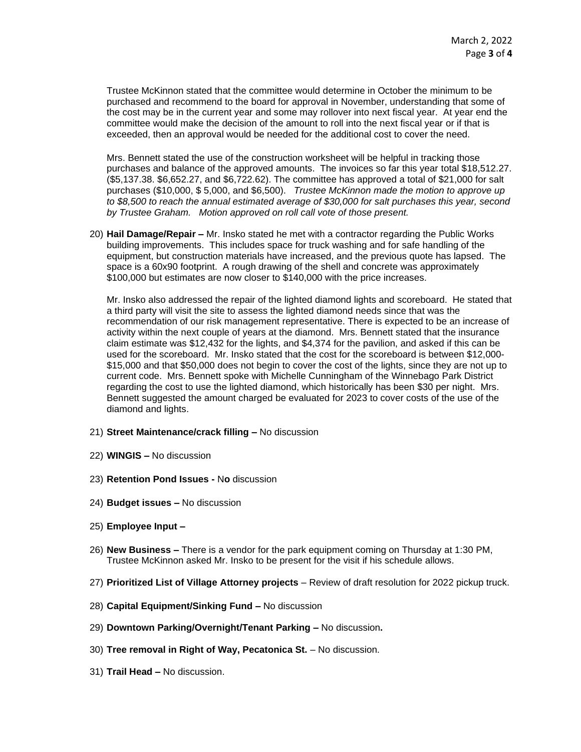Trustee McKinnon stated that the committee would determine in October the minimum to be purchased and recommend to the board for approval in November, understanding that some of the cost may be in the current year and some may rollover into next fiscal year. At year end the committee would make the decision of the amount to roll into the next fiscal year or if that is exceeded, then an approval would be needed for the additional cost to cover the need.

Mrs. Bennett stated the use of the construction worksheet will be helpful in tracking those purchases and balance of the approved amounts. The invoices so far this year total $18,512.27. ($5,137.38. $6,652.27, and $6,722.62). The committee has approved a total of $21,000 for salt purchases ($10,000, $ 5,000, and $6,500). *Trustee McKinnon made the motion to approve up to $8,500 to reach the annual estimated average of $30,000 for salt purchases this year, second by Trustee Graham. Motion approved on roll call vote of those present.*

20) **Hail Damage/Repair –** Mr. Insko stated he met with a contractor regarding the Public Works building improvements. This includes space for truck washing and for safe handling of the equipment, but construction materials have increased, and the previous quote has lapsed. The space is a 60x90 footprint. A rough drawing of the shell and concrete was approximately $100,000 but estimates are now closer to $140,000 with the price increases.

    Mr. Insko also addressed the repair of the lighted diamond lights and scoreboard. He stated that a third party will visit the site to assess the lighted diamond needs since that was the recommendation of our risk management representative. There is expected to be an increase of activity within the next couple of years at the diamond. Mrs. Bennett stated that the insurance claim estimate was $12,432 for the lights, and $4,374 for the pavilion, and asked if this can be used for the scoreboard. Mr. Insko stated that the cost for the scoreboard is between $12,000-$15,000 and that $50,000 does not begin to cover the cost of the lights, since they are not up to current code. Mrs. Bennett spoke with Michelle Cunningham of the Winnebago Park District regarding the cost to use the lighted diamond, which historically has been $30 per night. Mrs. Bennett suggested the amount charged be evaluated for 2023 to cover costs of the use of the diamond and lights.

21) **Street Maintenance/crack filling –** No discussion

22) **WINGIS –** No discussion

23) **Retention Pond Issues -** No discussion

24) **Budget issues –** No discussion

25) **Employee Input –**

26) **New Business –** There is a vendor for the park equipment coming on Thursday at 1:30 PM, Trustee McKinnon asked Mr. Insko to be present for the visit if his schedule allows.

27) **Prioritized List of Village Attorney projects** – Review of draft resolution for 2022 pickup truck.

28) **Capital Equipment/Sinking Fund –** No discussion

29) **Downtown Parking/Overnight/Tenant Parking –** No discussion**.**

30) **Tree removal in Right of Way, Pecatonica St.** – No discussion.

31) **Trail Head –** No discussion.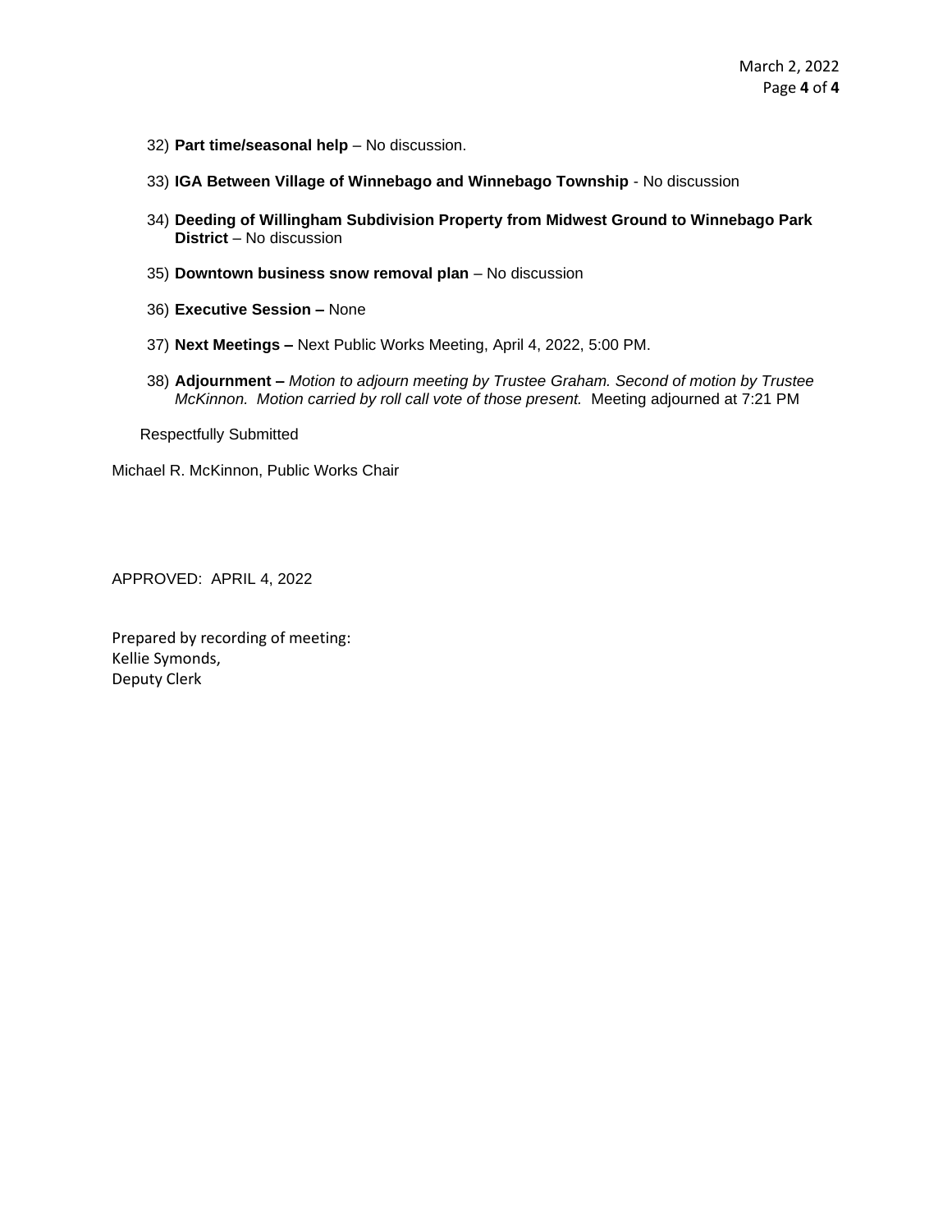32) **Part time/seasonal help** – No discussion.

33) **IGA Between Village of Winnebago and Winnebago Township** - No discussion

34) **Deeding of Willingham Subdivision Property from Midwest Ground to Winnebago Park District** – No discussion

35) **Downtown business snow removal plan** – No discussion

36) **Executive Session –** None

37) **Next Meetings –** Next Public Works Meeting, April 4, 2022, 5:00 PM.

38) **Adjournment –** *Motion to adjourn meeting by Trustee Graham. Second of motion by Trustee McKinnon. Motion carried by roll call vote of those present.* Meeting adjourned at 7:21 PM

Respectfully Submitted

Michael R. McKinnon, Public Works Chair

APPROVED: APRIL 4, 2022

Prepared by recording of meeting:
Kellie Symonds,
Deputy Clerk